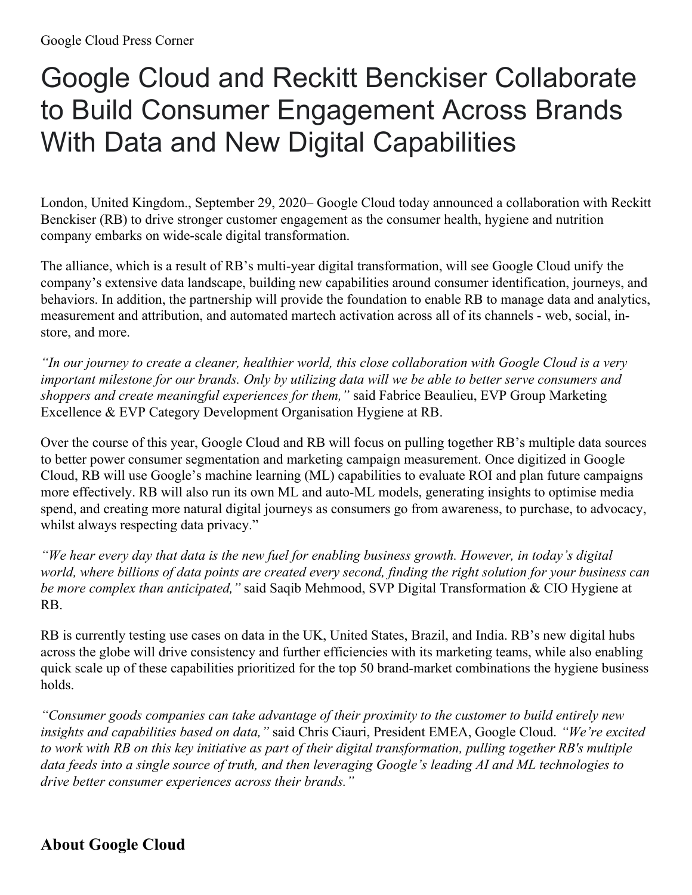Google Cloud Press Corner

# Google Cloud and Reckitt Benckiser Collaborate to Build Consumer Engagement Across Brands With Data and New Digital Capabilities

London, United Kingdom., September 29, 2020– Google Cloud today announced a collaboration with Reckitt Benckiser (RB) to drive stronger customer engagement as the consumer health, hygiene and nutrition company embarks on wide-scale digital transformation.

The alliance, which is a result of RB's multi-year digital transformation, will see Google Cloud unify the company's extensive data landscape, building new capabilities around consumer identification, journeys, and behaviors. In addition, the partnership will provide the foundation to enable RB to manage data and analytics, measurement and attribution, and automated martech activation across all of its channels - web, social, in-store, and more.

*"In our journey to create a cleaner, healthier world, this close collaboration with Google Cloud is a very important milestone for our brands. Only by utilizing data will we be able to better serve consumers and shoppers and create meaningful experiences for them,"* said Fabrice Beaulieu, EVP Group Marketing Excellence & EVP Category Development Organisation Hygiene at RB.

Over the course of this year, Google Cloud and RB will focus on pulling together RB's multiple data sources to better power consumer segmentation and marketing campaign measurement. Once digitized in Google Cloud, RB will use Google's machine learning (ML) capabilities to evaluate ROI and plan future campaigns more effectively. RB will also run its own ML and auto-ML models, generating insights to optimise media spend, and creating more natural digital journeys as consumers go from awareness, to purchase, to advocacy, whilst always respecting data privacy."

*"We hear every day that data is the new fuel for enabling business growth. However, in today's digital world, where billions of data points are created every second, finding the right solution for your business can be more complex than anticipated,"* said Saqib Mehmood, SVP Digital Transformation & CIO Hygiene at RB.

RB is currently testing use cases on data in the UK, United States, Brazil, and India. RB's new digital hubs across the globe will drive consistency and further efficiencies with its marketing teams, while also enabling quick scale up of these capabilities prioritized for the top 50 brand-market combinations the hygiene business holds.

*"Consumer goods companies can take advantage of their proximity to the customer to build entirely new insights and capabilities based on data,"* said Chris Ciauri, President EMEA, Google Cloud. *"We're excited to work with RB on this key initiative as part of their digital transformation, pulling together RB's multiple data feeds into a single source of truth, and then leveraging Google's leading AI and ML technologies to drive better consumer experiences across their brands."*

## About Google Cloud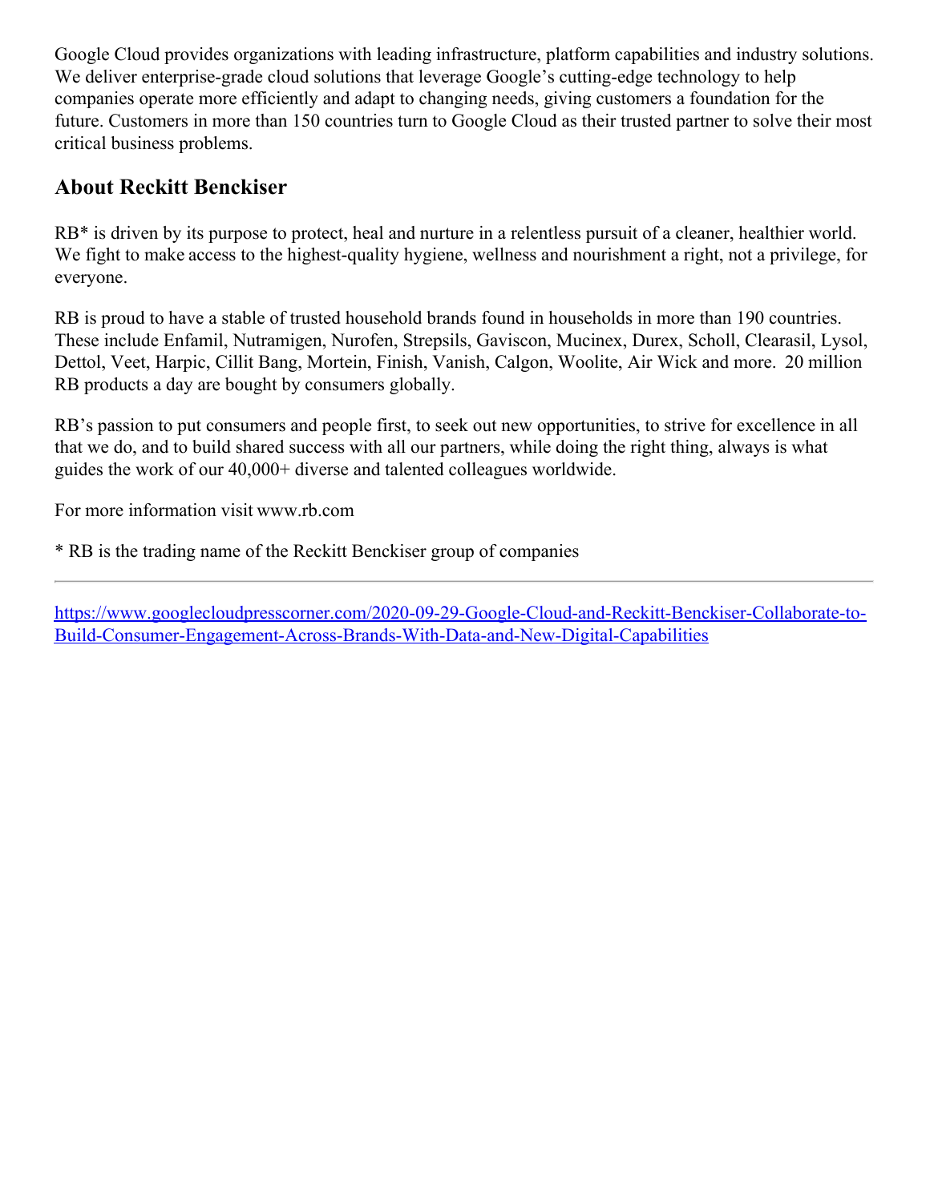Google Cloud provides organizations with leading infrastructure, platform capabilities and industry solutions. We deliver enterprise-grade cloud solutions that leverage Google's cutting-edge technology to help companies operate more efficiently and adapt to changing needs, giving customers a foundation for the future. Customers in more than 150 countries turn to Google Cloud as their trusted partner to solve their most critical business problems.

## About Reckitt Benckiser

RB* is driven by its purpose to protect, heal and nurture in a relentless pursuit of a cleaner, healthier world. We fight to make access to the highest-quality hygiene, wellness and nourishment a right, not a privilege, for everyone.

RB is proud to have a stable of trusted household brands found in households in more than 190 countries. These include Enfamil, Nutramigen, Nurofen, Strepsils, Gaviscon, Mucinex, Durex, Scholl, Clearasil, Lysol, Dettol, Veet, Harpic, Cillit Bang, Mortein, Finish, Vanish, Calgon, Woolite, Air Wick and more. 20 million RB products a day are bought by consumers globally.

RB's passion to put consumers and people first, to seek out new opportunities, to strive for excellence in all that we do, and to build shared success with all our partners, while doing the right thing, always is what guides the work of our 40,000+ diverse and talented colleagues worldwide.

For more information visit www.rb.com

* RB is the trading name of the Reckitt Benckiser group of companies

---

https://www.googlecloudpresscorner.com/2020-09-29-Google-Cloud-and-Reckitt-Benckiser-Collaborate-to-Build-Consumer-Engagement-Across-Brands-With-Data-and-New-Digital-Capabilities